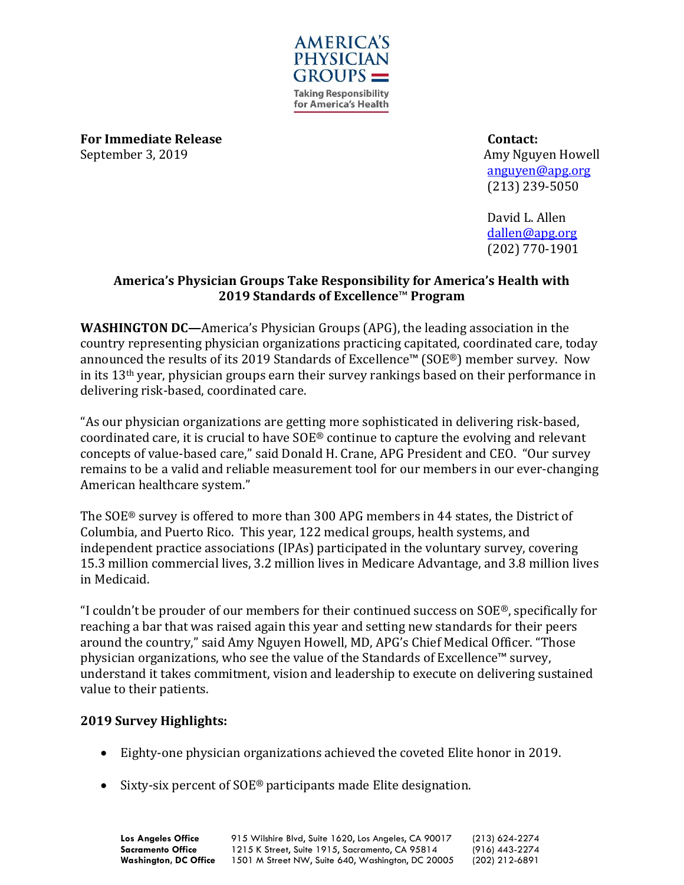AMERICA'S PHYSICIAN GROUPS

Taking Responsibility for America's Health

**For Immediate Release**
September 3, 2019

**Contact:**
Amy Nguyen Howell
anguyen@apg.org
(213) 239-5050

David L. Allen
dallen@apg.org
(202) 770-1901

**America's Physician Groups Take Responsibility for America's Health with 2019 Standards of Excellence™ Program**

**WASHINGTON DC—**America's Physician Groups (APG), the leading association in the country representing physician organizations practicing capitated, coordinated care, today announced the results of its 2019 Standards of Excellence™ (SOE®) member survey. Now in its 13th year, physician groups earn their survey rankings based on their performance in delivering risk-based, coordinated care.

"As our physician organizations are getting more sophisticated in delivering risk-based, coordinated care, it is crucial to have SOE® continue to capture the evolving and relevant concepts of value-based care," said Donald H. Crane, APG President and CEO. "Our survey remains to be a valid and reliable measurement tool for our members in our ever-changing American healthcare system."

The SOE® survey is offered to more than 300 APG members in 44 states, the District of Columbia, and Puerto Rico. This year, 122 medical groups, health systems, and independent practice associations (IPAs) participated in the voluntary survey, covering 15.3 million commercial lives, 3.2 million lives in Medicare Advantage, and 3.8 million lives in Medicaid.

"I couldn't be prouder of our members for their continued success on SOE®, specifically for reaching a bar that was raised again this year and setting new standards for their peers around the country," said Amy Nguyen Howell, MD, APG's Chief Medical Officer. "Those physician organizations, who see the value of the Standards of Excellence™ survey, understand it takes commitment, vision and leadership to execute on delivering sustained value to their patients.

### 2019 Survey Highlights:

- Eighty-one physician organizations achieved the coveted Elite honor in 2019.
- Sixty-six percent of SOE® participants made Elite designation.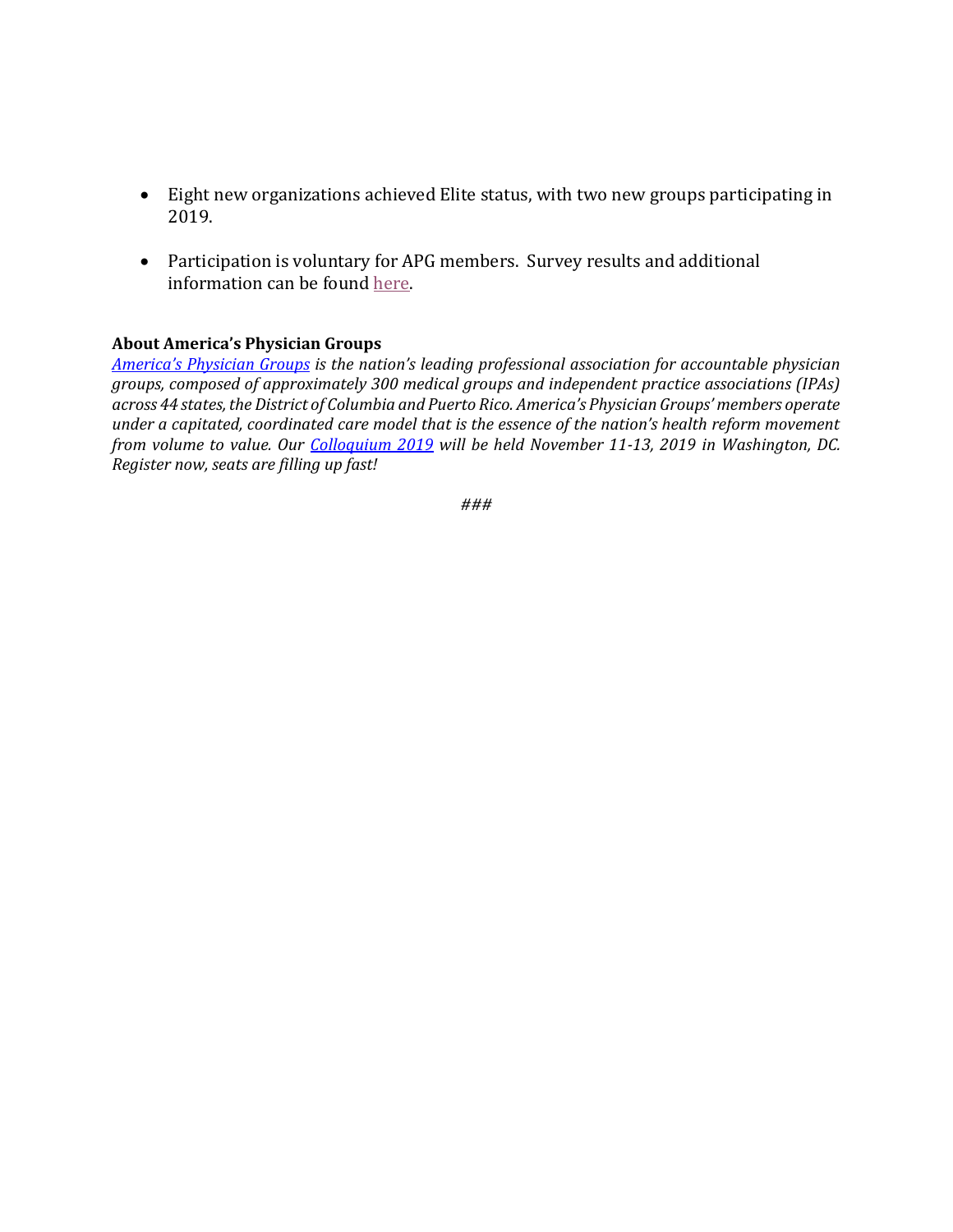- Eight new organizations achieved Elite status, with two new groups participating in 2019.
- Participation is voluntary for APG members. Survey results and additional information can be found here.

**About America's Physician Groups**

*America's Physician Groups is the nation's leading professional association for accountable physician groups, composed of approximately 300 medical groups and independent practice associations (IPAs) across 44 states, the District of Columbia and Puerto Rico. America's Physician Groups' members operate under a capitated, coordinated care model that is the essence of the nation's health reform movement from volume to value. Our Colloquium 2019 will be held November 11-13, 2019 in Washington, DC. Register now, seats are filling up fast!*

*###*